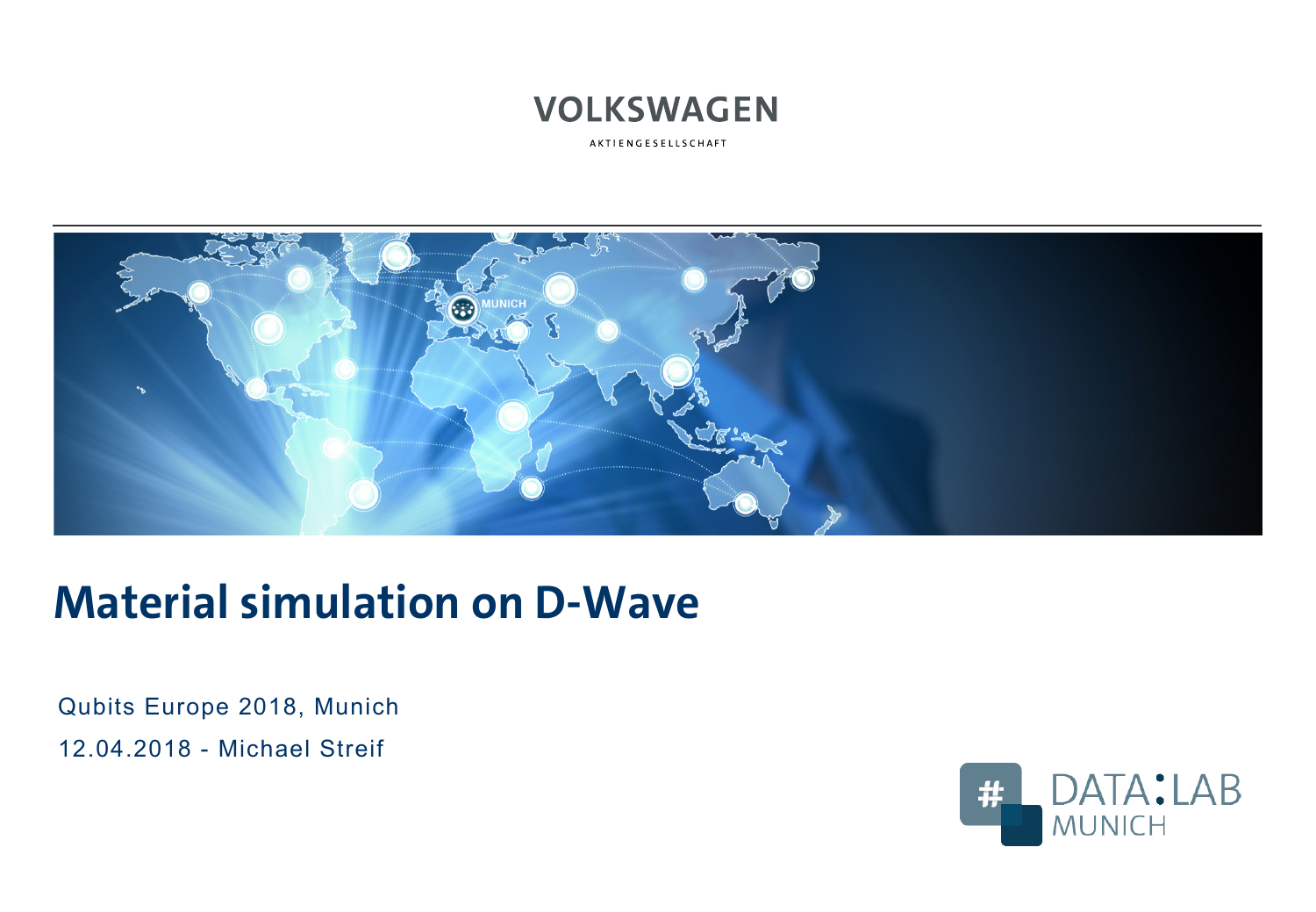VOLKSWAGEN

AKTIENGESELLSCHAFT

# Material simulation on D-Wave

Qubits Europe 2018, Munich

12.04.2018 - Michael Streif

DATA:LAB MUNICH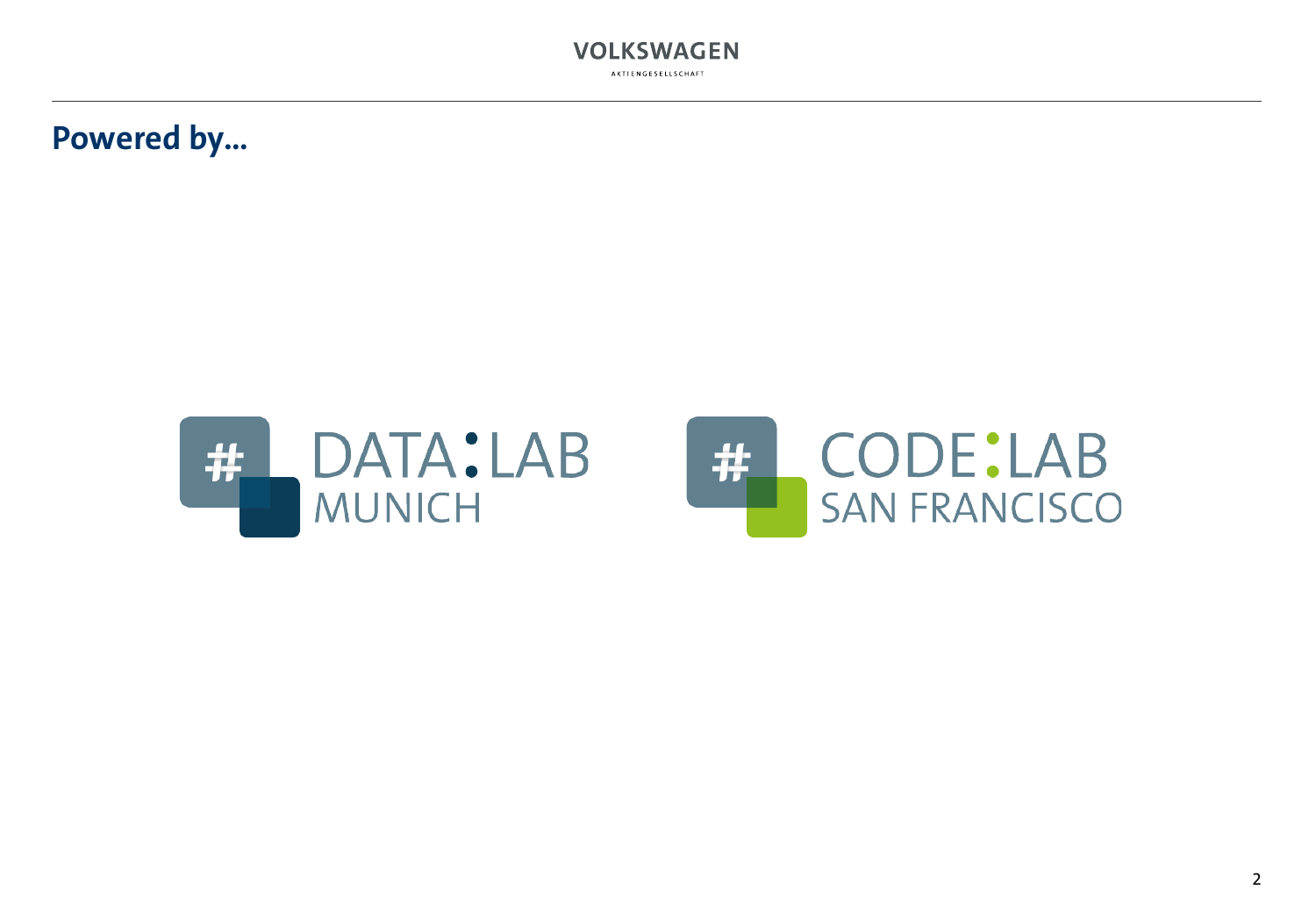# Powered by...

DATA:LAB MUNICH

CODE:LAB SAN FRANCISCO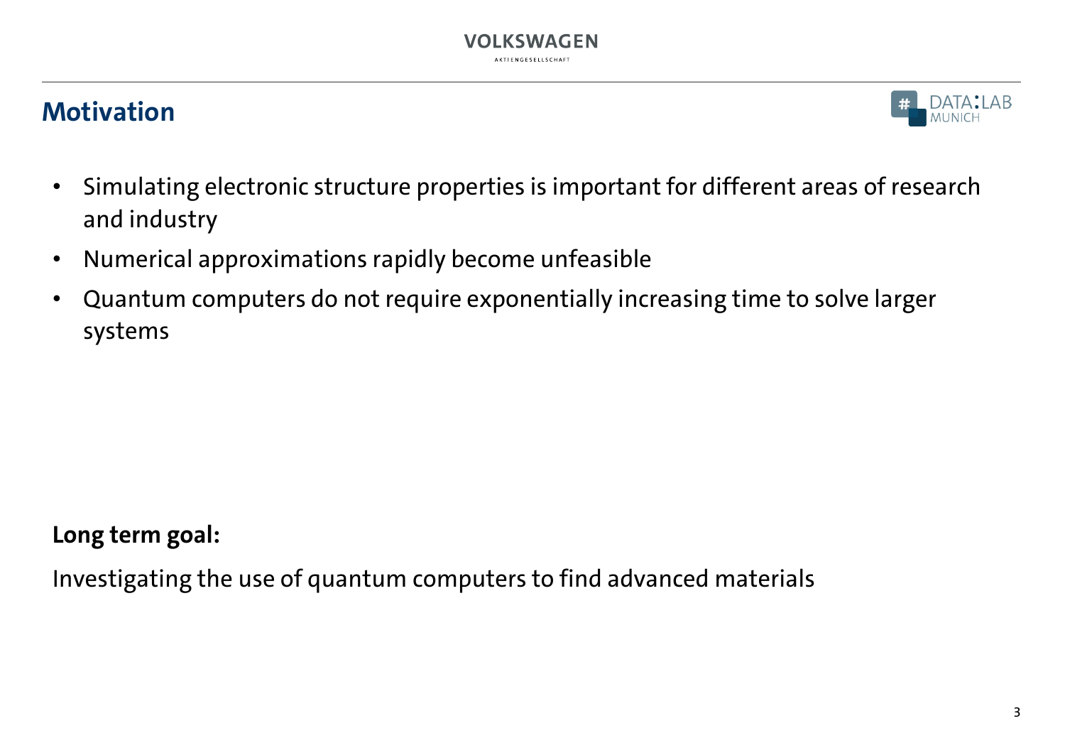# Motivation

- Simulating electronic structure properties is important for different areas of research and industry
- Numerical approximations rapidly become unfeasible
- Quantum computers do not require exponentially increasing time to solve larger systems

**Long term goal:**

Investigating the use of quantum computers to find advanced materials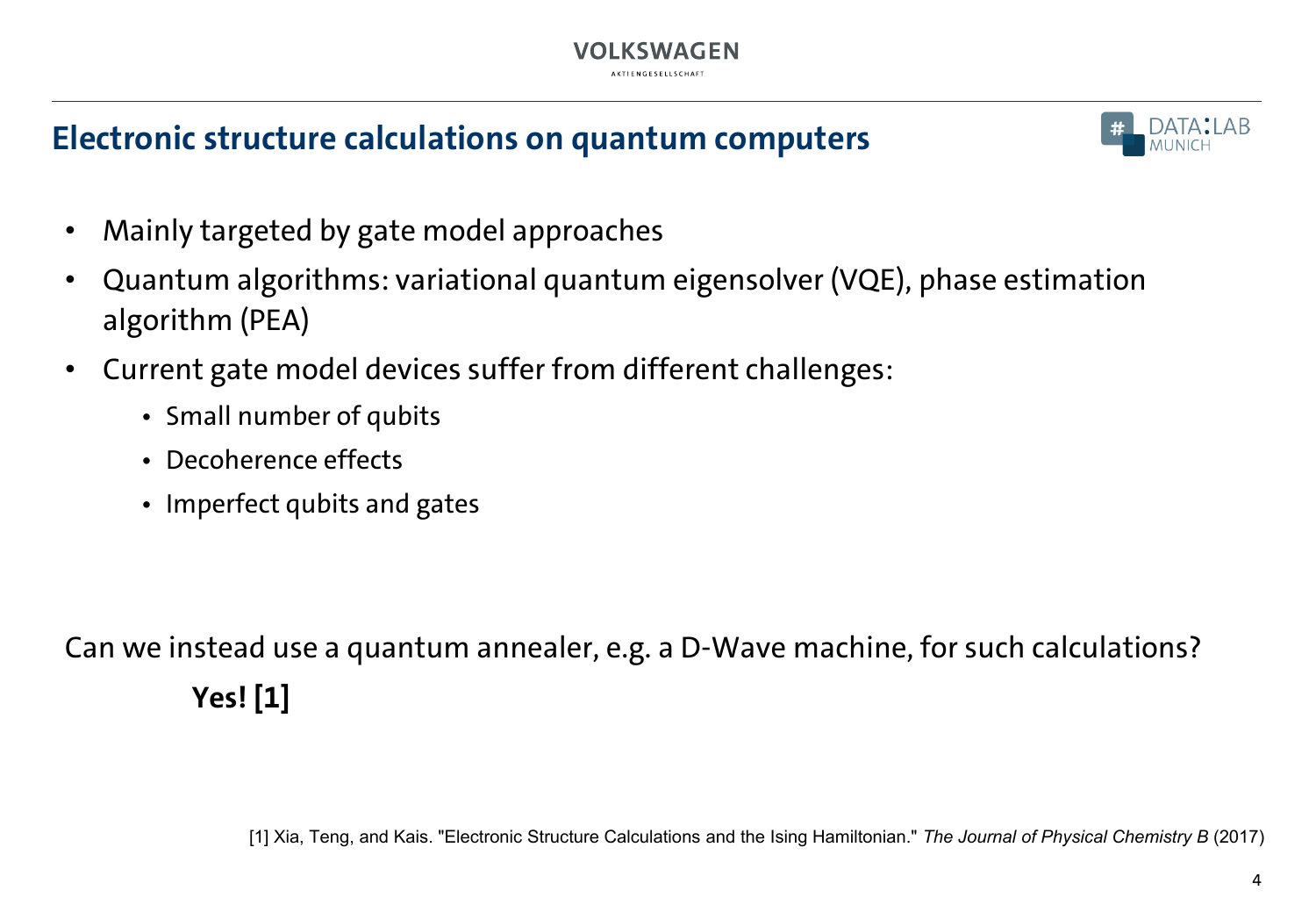## Electronic structure calculations on quantum computers

- Mainly targeted by gate model approaches
- Quantum algorithms: variational quantum eigensolver (VQE), phase estimation algorithm (PEA)
- Current gate model devices suffer from different challenges:
  - Small number of qubits
  - Decoherence effects
  - Imperfect qubits and gates

Can we instead use a quantum annealer, e.g. a D-Wave machine, for such calculations?

**Yes! [1]**

[1] Xia, Teng, and Kais. "Electronic Structure Calculations and the Ising Hamiltonian." *The Journal of Physical Chemistry B* (2017)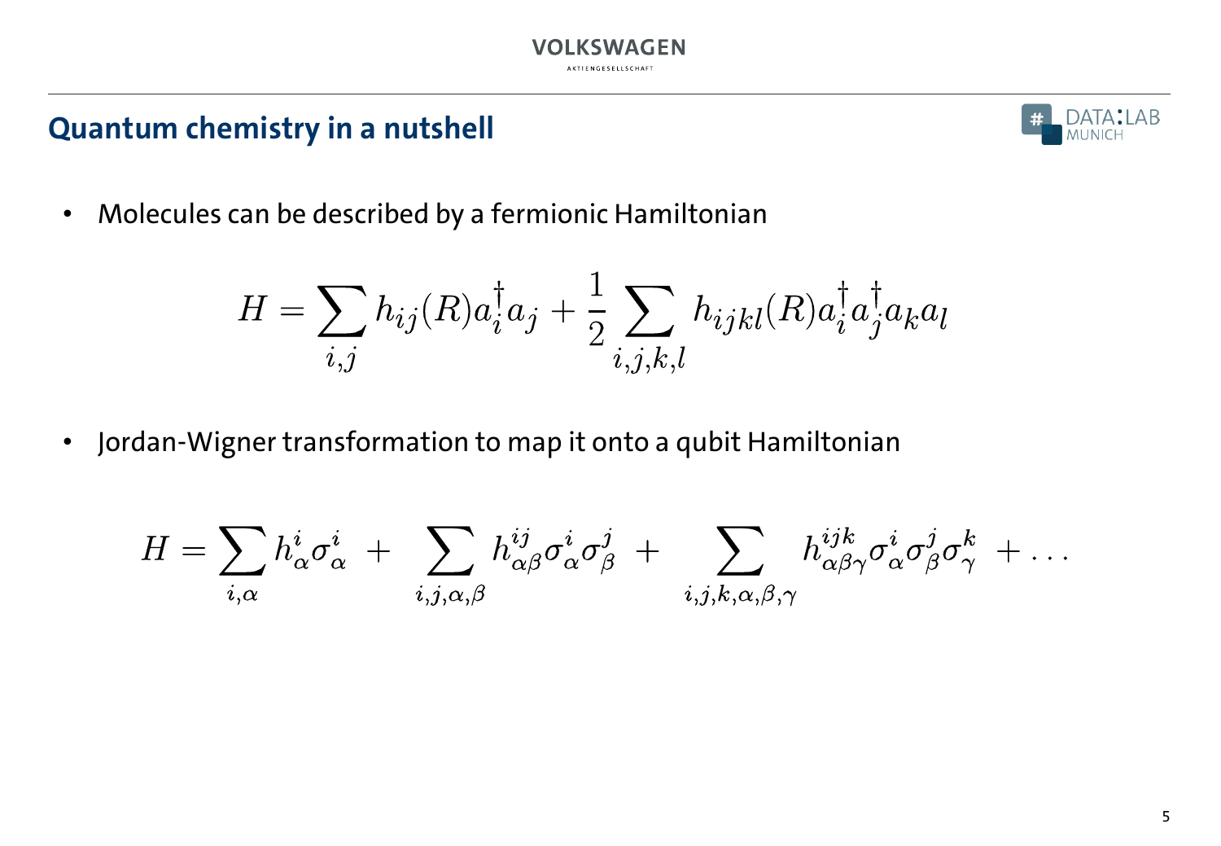## Quantum chemistry in a nutshell

- Molecules can be described by a fermionic Hamiltonian

$$H = \sum_{i,j} h_{ij}(R) a_i^\dagger a_j + \frac{1}{2} \sum_{i,j,k,l} h_{ijkl}(R) a_i^\dagger a_j^\dagger a_k a_l$$

- Jordan-Wigner transformation to map it onto a qubit Hamiltonian

$$H = \sum_{i,\alpha} h^i_\alpha \sigma^i_\alpha \; + \; \sum_{i,j,\alpha,\beta} h^{ij}_{\alpha\beta} \sigma^i_\alpha \sigma^j_\beta \; + \; \sum_{i,j,k,\alpha,\beta,\gamma} h^{ijk}_{\alpha\beta\gamma} \sigma^i_\alpha \sigma^j_\beta \sigma^k_\gamma \; + \ldots$$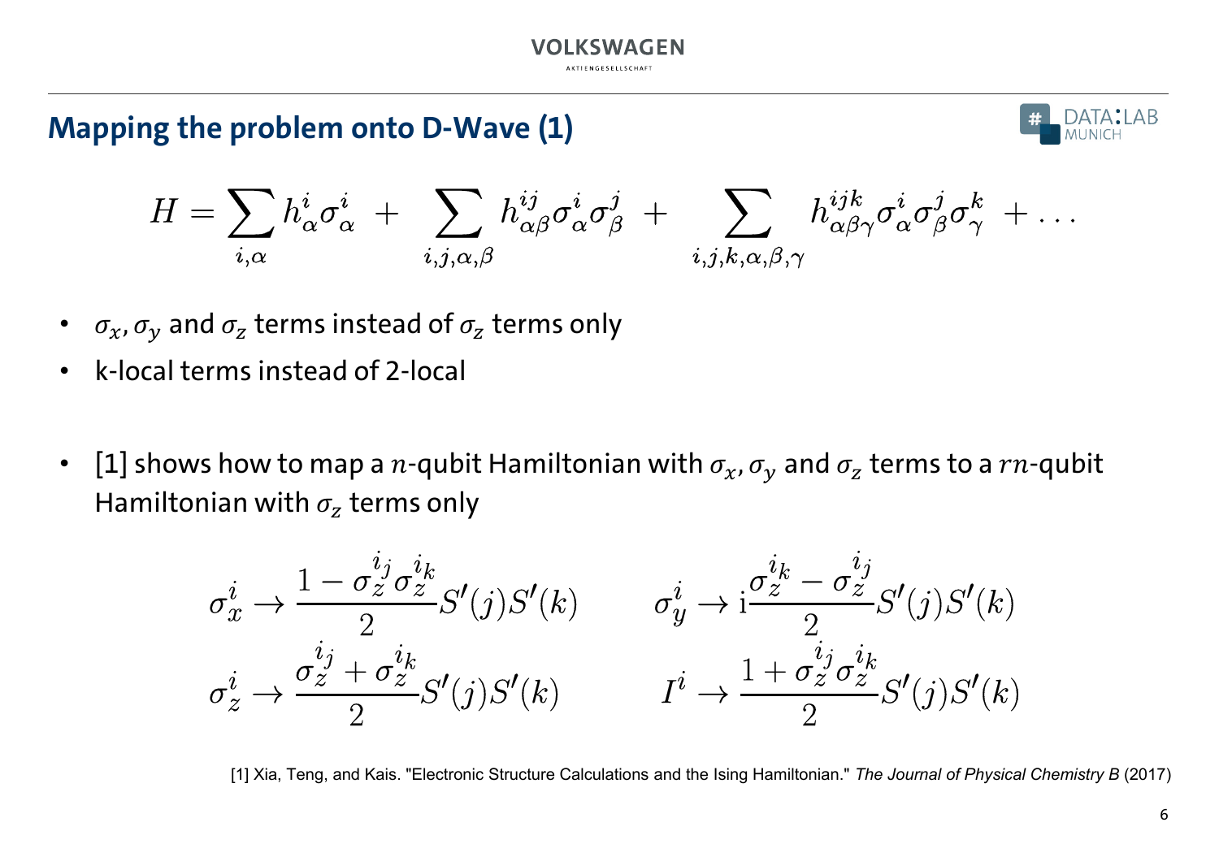## Mapping the problem onto D-Wave (1)

$$H = \sum_{i,\alpha} h^i_\alpha \sigma^i_\alpha \; + \; \sum_{i,j,\alpha,\beta} h^{ij}_{\alpha\beta} \sigma^i_\alpha \sigma^j_\beta \; + \; \sum_{i,j,k,\alpha,\beta,\gamma} h^{ijk}_{\alpha\beta\gamma} \sigma^i_\alpha \sigma^j_\beta \sigma^k_\gamma \; + \ldots$$

- $\sigma_x, \sigma_y$ and $\sigma_z$ terms instead of $\sigma_z$ terms only
- k-local terms instead of 2-local

- [1] shows how to map a $n$-qubit Hamiltonian with $\sigma_x, \sigma_y$ and $\sigma_z$ terms to a $rn$-qubit Hamiltonian with $\sigma_z$ terms only

$$\sigma^i_x \rightarrow \frac{1 - \sigma^{i_j}_z \sigma^{i_k}_z}{2} S'(j) S'(k) \qquad \sigma^i_y \rightarrow \mathrm{i} \frac{\sigma^{i_k}_z - \sigma^{i_j}_z}{2} S'(j) S'(k)$$

$$\sigma^i_z \rightarrow \frac{\sigma^{i_j}_z + \sigma^{i_k}_z}{2} S'(j) S'(k) \qquad I^i \rightarrow \frac{1 + \sigma^{i_j}_z \sigma^{i_k}_z}{2} S'(j) S'(k)$$

[1] Xia, Teng, and Kais. "Electronic Structure Calculations and the Ising Hamiltonian." *The Journal of Physical Chemistry B* (2017)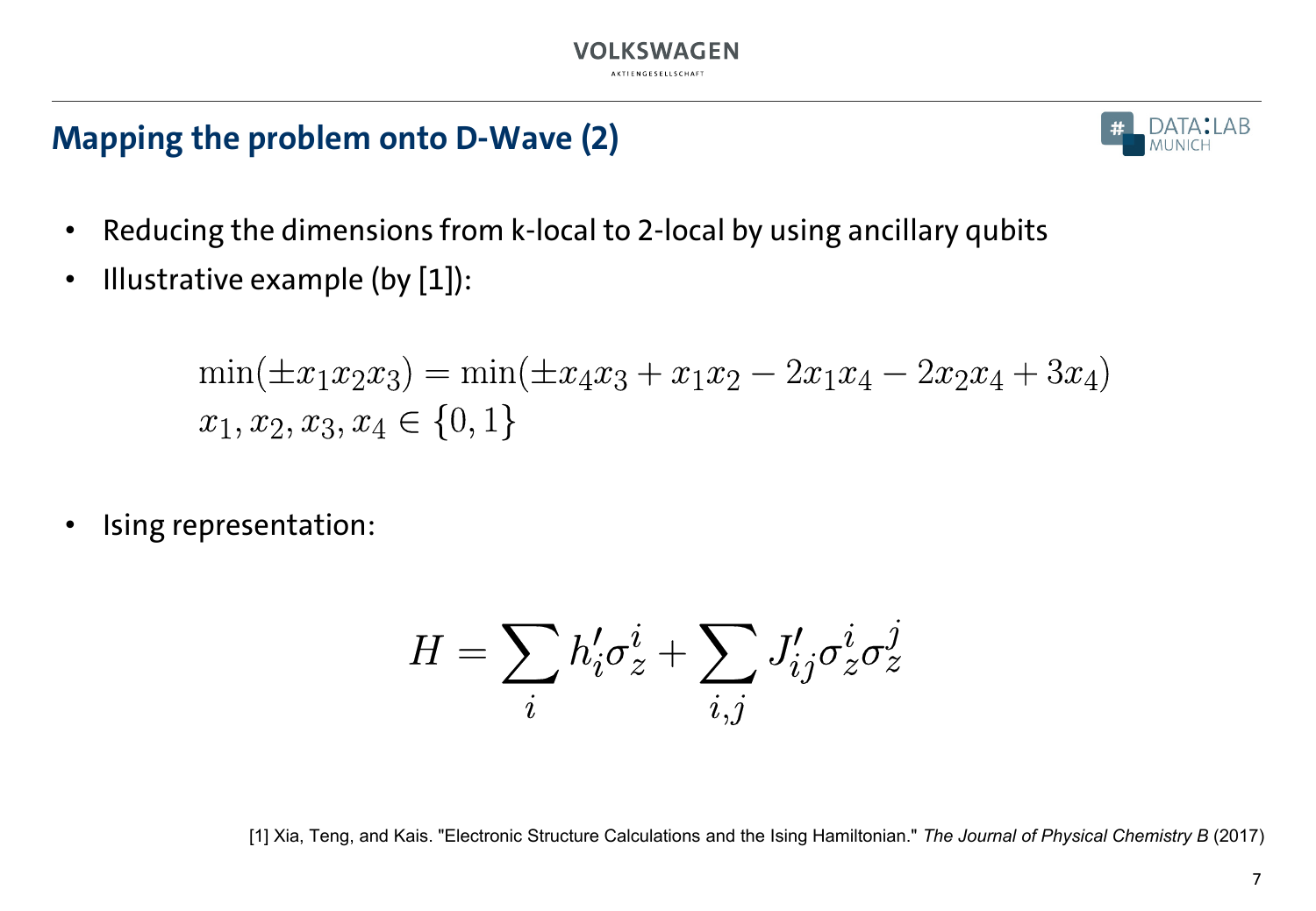## Mapping the problem onto D-Wave (2)

- Reducing the dimensions from k-local to 2-local by using ancillary qubits
- Illustrative example (by [1]):

$$\min(\pm x_1 x_2 x_3) = \min(\pm x_4 x_3 + x_1 x_2 - 2x_1 x_4 - 2x_2 x_4 + 3x_4)$$
$$x_1, x_2, x_3, x_4 \in \{0, 1\}$$

- Ising representation:

$$H = \sum_i h'_i \sigma_z^i + \sum_{i,j} J'_{ij} \sigma_z^i \sigma_z^j$$

[1] Xia, Teng, and Kais. "Electronic Structure Calculations and the Ising Hamiltonian." *The Journal of Physical Chemistry B* (2017)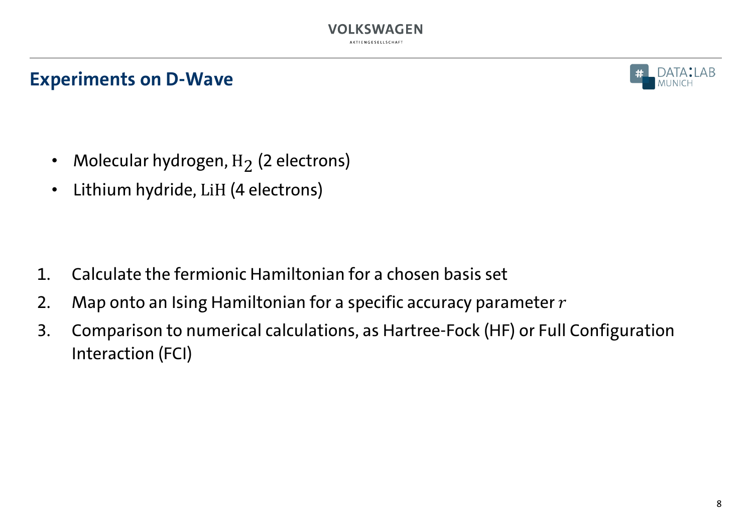## Experiments on D-Wave

- Molecular hydrogen, $\mathrm{H}_2$ (2 electrons)
- Lithium hydride, $\mathrm{LiH}$ (4 electrons)

1. Calculate the fermionic Hamiltonian for a chosen basis set
2. Map onto an Ising Hamiltonian for a specific accuracy parameter $r$
3. Comparison to numerical calculations, as Hartree-Fock (HF) or Full Configuration Interaction (FCI)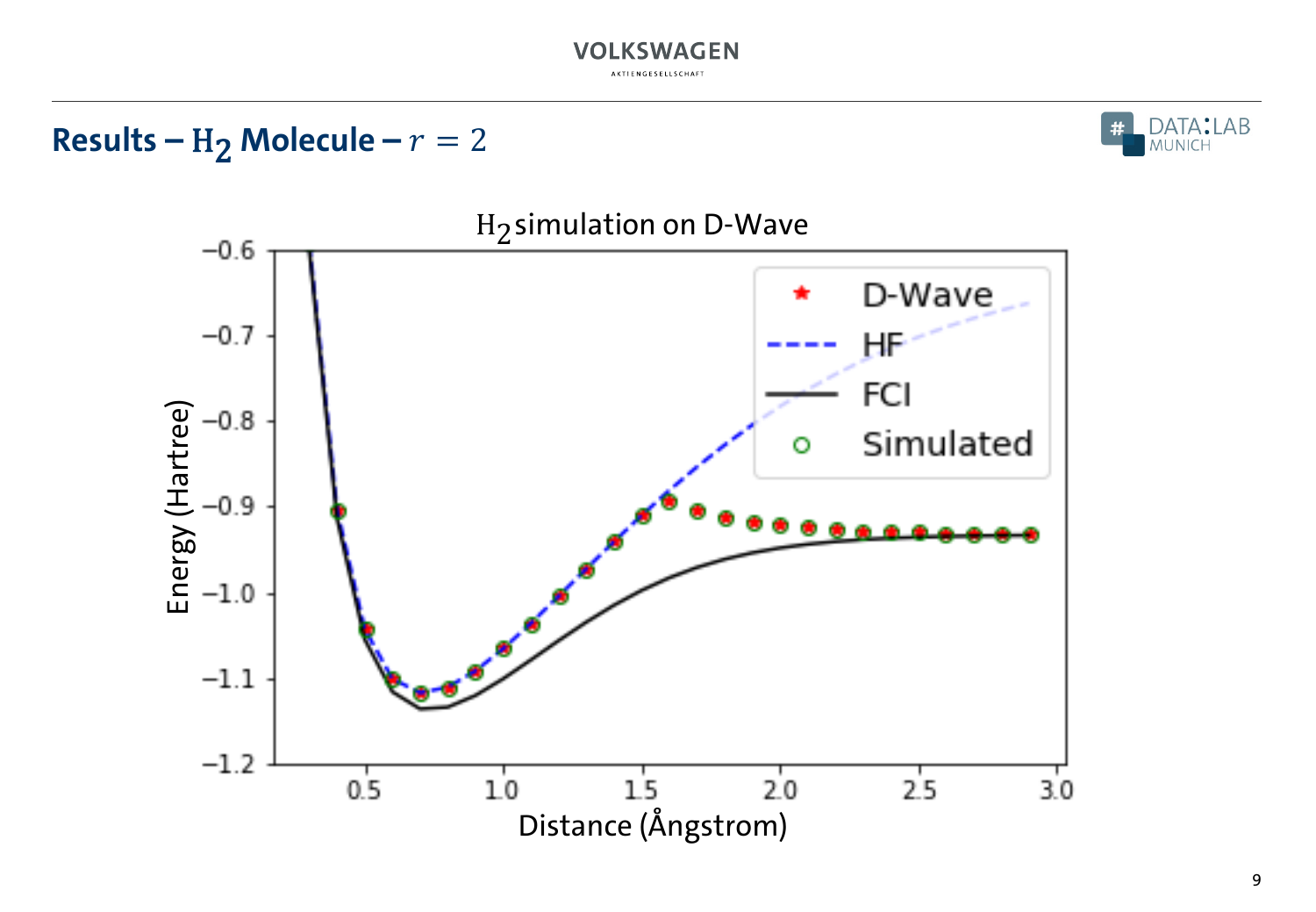## Results – $H_2$ Molecule – $r = 2$

$H_2$ simulation on D-Wave

| Legend |
|---|
| D-Wave |
| HF |
| FCI |
| Simulated |

Energy (Hartree) vs. Distance (Ångstrom)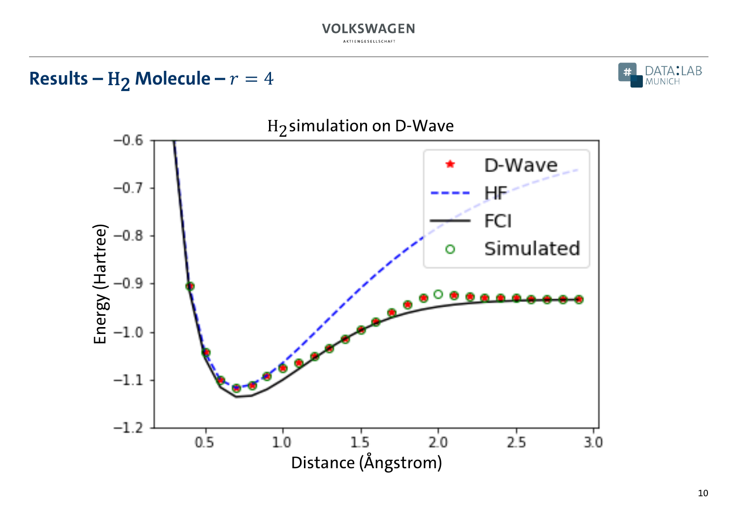## Results – $H_2$ Molecule – $r = 4$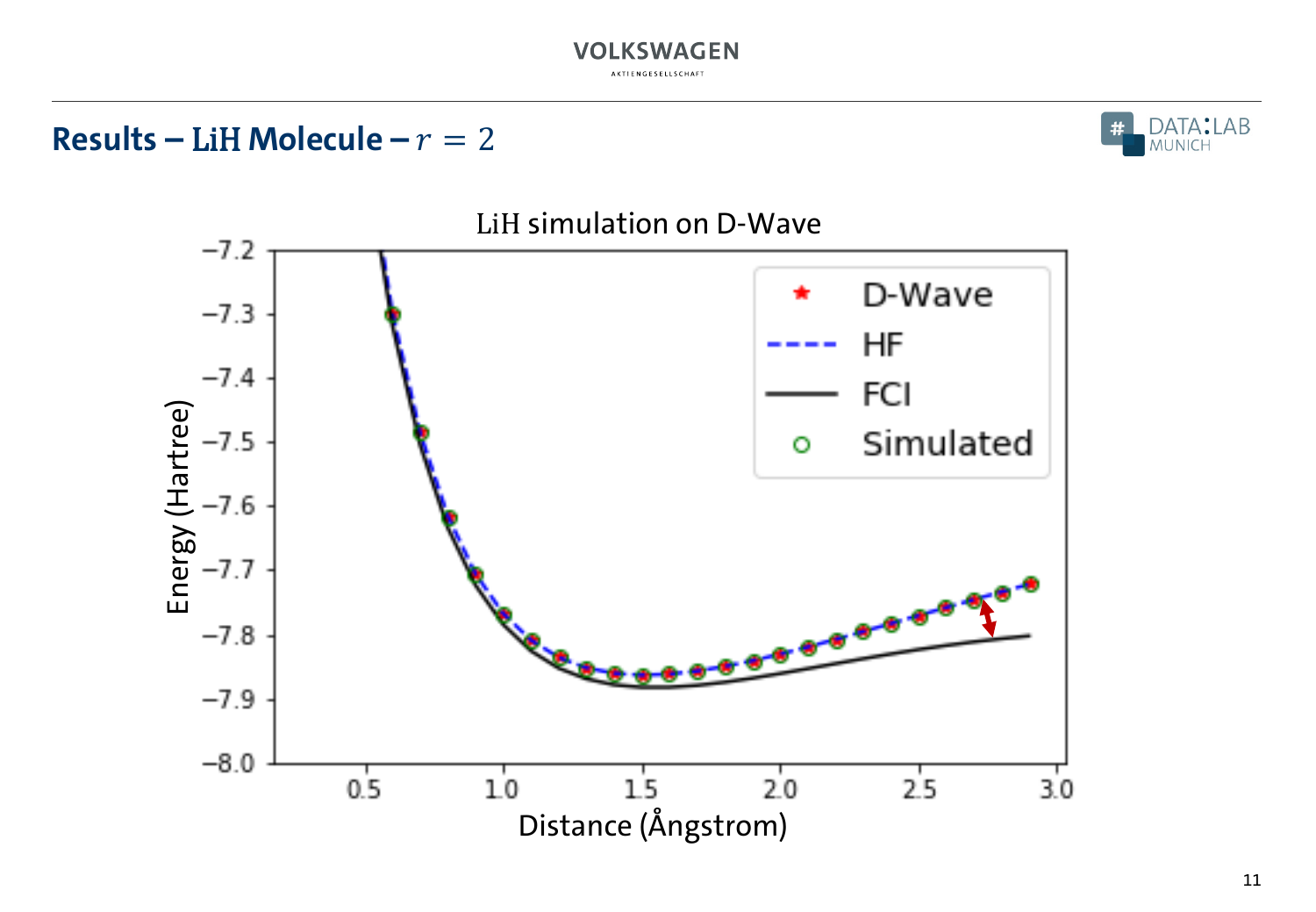## Results – LiH Molecule – $r = 2$

LiH simulation on D-Wave

| Legend |
|---|
| D-Wave |
| HF |
| FCI |
| Simulated |

Energy (Hartree)

Distance (Ångstrom)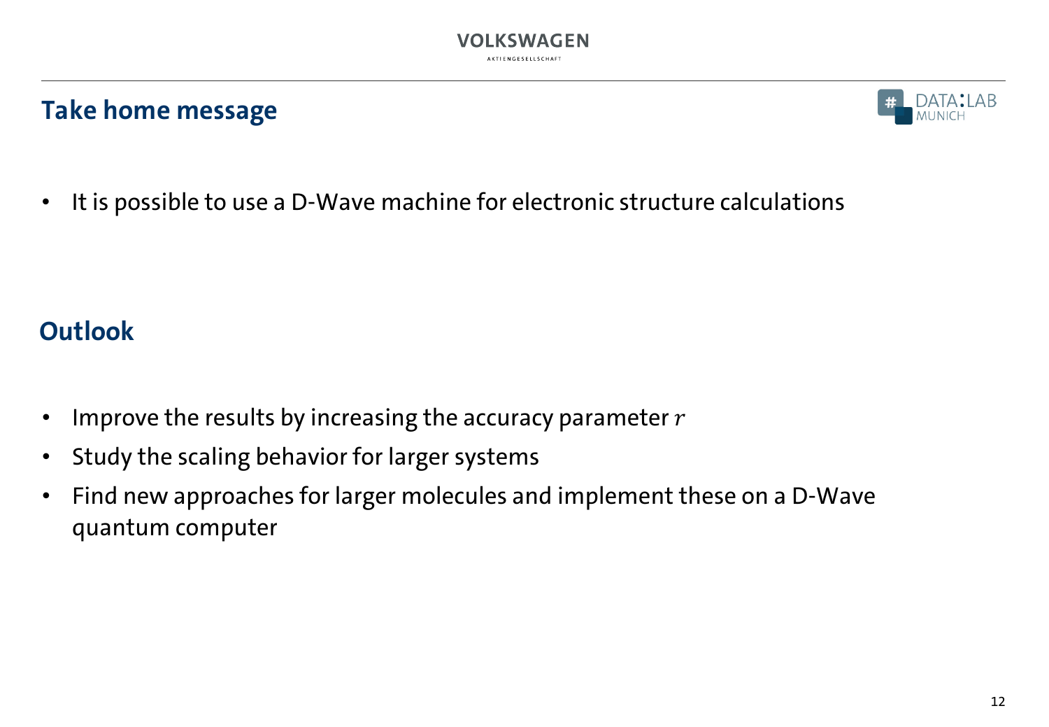## Take home message

- It is possible to use a D-Wave machine for electronic structure calculations

## Outlook

- Improve the results by increasing the accuracy parameter $r$
- Study the scaling behavior for larger systems
- Find new approaches for larger molecules and implement these on a D-Wave quantum computer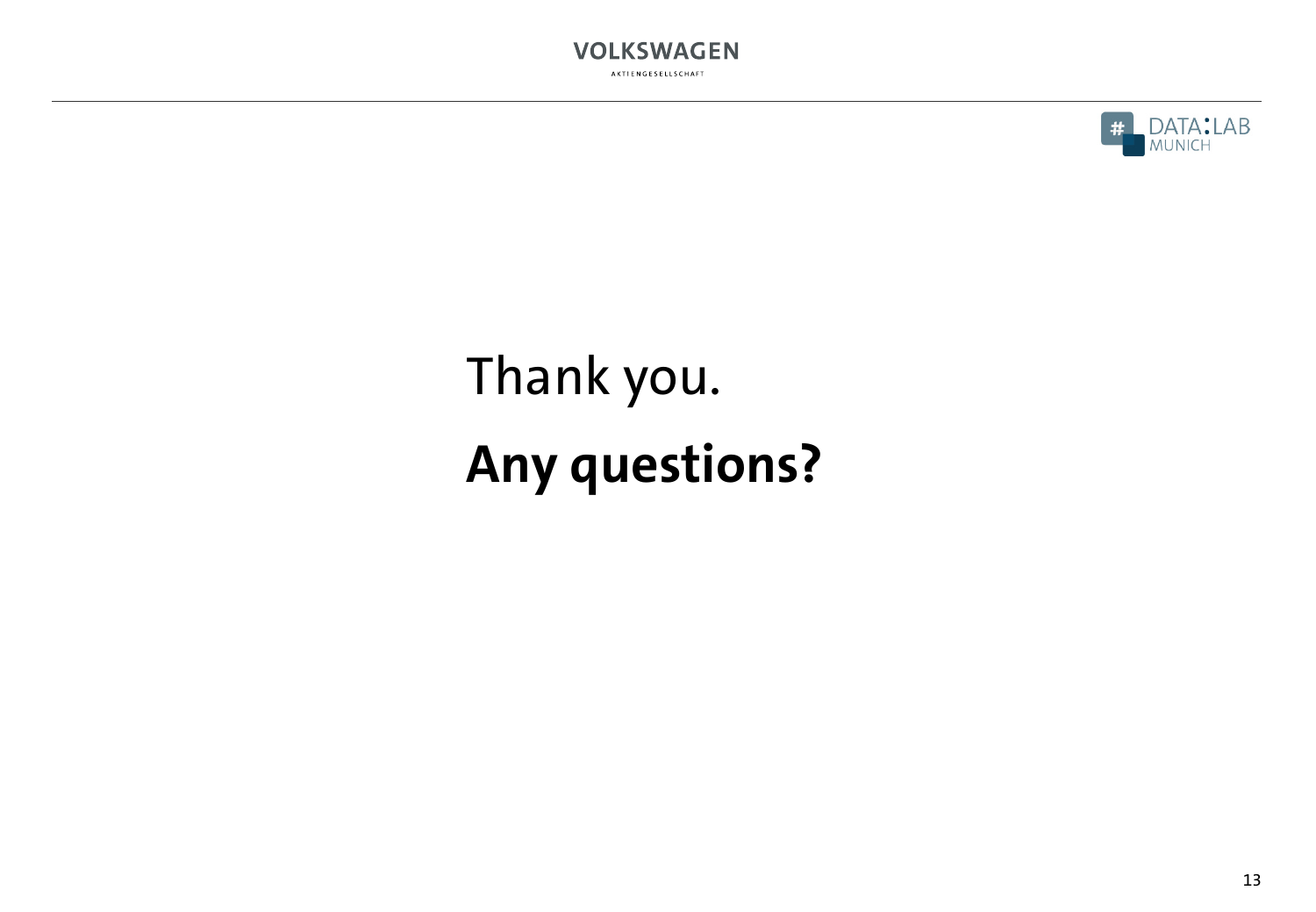Thank you.

**Any questions?**